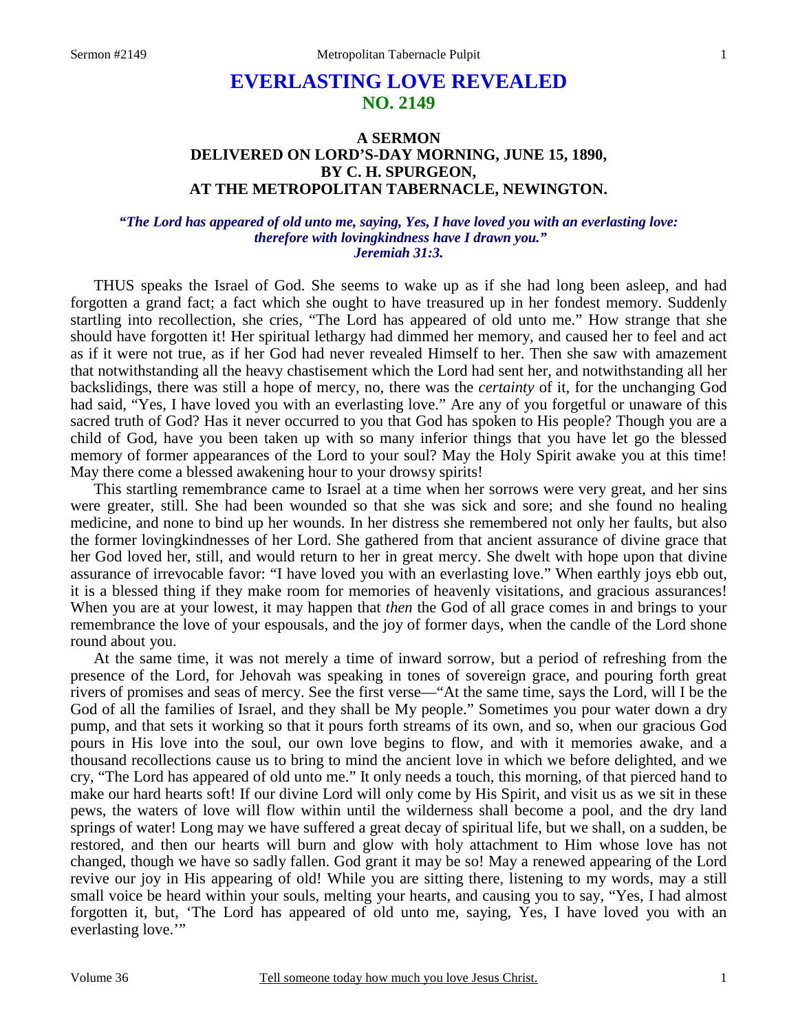# EVERLASTING LOVE REVEALED
## NO. 2149

### A SERMON
### DELIVERED ON LORD'S-DAY MORNING, JUNE 15, 1890,
### BY C. H. SPURGEON,
### AT THE METROPOLITAN TABERNACLE, NEWINGTON.

***"The Lord has appeared of old unto me, saying, Yes, I have loved you with an everlasting love: therefore with lovingkindness have I drawn you."***
***Jeremiah 31:3.***

THUS speaks the Israel of God. She seems to wake up as if she had long been asleep, and had forgotten a grand fact; a fact which she ought to have treasured up in her fondest memory. Suddenly startling into recollection, she cries, "The Lord has appeared of old unto me." How strange that she should have forgotten it! Her spiritual lethargy had dimmed her memory, and caused her to feel and act as if it were not true, as if her God had never revealed Himself to her. Then she saw with amazement that notwithstanding all the heavy chastisement which the Lord had sent her, and notwithstanding all her backslidings, there was still a hope of mercy, no, there was the *certainty* of it, for the unchanging God had said, "Yes, I have loved you with an everlasting love." Are any of you forgetful or unaware of this sacred truth of God? Has it never occurred to you that God has spoken to His people? Though you are a child of God, have you been taken up with so many inferior things that you have let go the blessed memory of former appearances of the Lord to your soul? May the Holy Spirit awake you at this time! May there come a blessed awakening hour to your drowsy spirits!

This startling remembrance came to Israel at a time when her sorrows were very great, and her sins were greater, still. She had been wounded so that she was sick and sore; and she found no healing medicine, and none to bind up her wounds. In her distress she remembered not only her faults, but also the former lovingkindnesses of her Lord. She gathered from that ancient assurance of divine grace that her God loved her, still, and would return to her in great mercy. She dwelt with hope upon that divine assurance of irrevocable favor: "I have loved you with an everlasting love." When earthly joys ebb out, it is a blessed thing if they make room for memories of heavenly visitations, and gracious assurances! When you are at your lowest, it may happen that *then* the God of all grace comes in and brings to your remembrance the love of your espousals, and the joy of former days, when the candle of the Lord shone round about you.

At the same time, it was not merely a time of inward sorrow, but a period of refreshing from the presence of the Lord, for Jehovah was speaking in tones of sovereign grace, and pouring forth great rivers of promises and seas of mercy. See the first verse—"At the same time, says the Lord, will I be the God of all the families of Israel, and they shall be My people." Sometimes you pour water down a dry pump, and that sets it working so that it pours forth streams of its own, and so, when our gracious God pours in His love into the soul, our own love begins to flow, and with it memories awake, and a thousand recollections cause us to bring to mind the ancient love in which we before delighted, and we cry, "The Lord has appeared of old unto me." It only needs a touch, this morning, of that pierced hand to make our hard hearts soft! If our divine Lord will only come by His Spirit, and visit us as we sit in these pews, the waters of love will flow within until the wilderness shall become a pool, and the dry land springs of water! Long may we have suffered a great decay of spiritual life, but we shall, on a sudden, be restored, and then our hearts will burn and glow with holy attachment to Him whose love has not changed, though we have so sadly fallen. God grant it may be so! May a renewed appearing of the Lord revive our joy in His appearing of old! While you are sitting there, listening to my words, may a still small voice be heard within your souls, melting your hearts, and causing you to say, "Yes, I had almost forgotten it, but, 'The Lord has appeared of old unto me, saying, Yes, I have loved you with an everlasting love.'"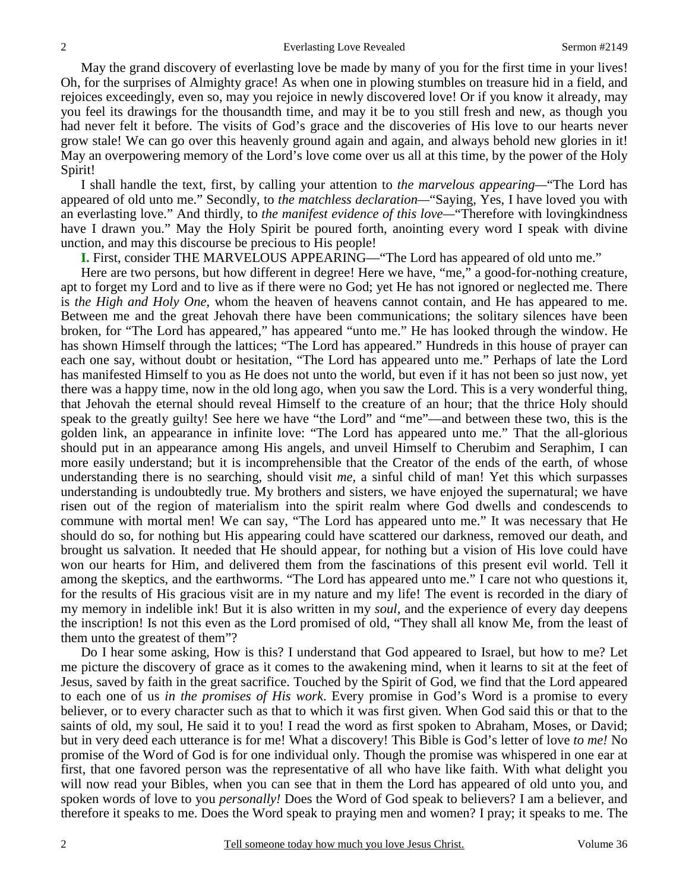May the grand discovery of everlasting love be made by many of you for the first time in your lives! Oh, for the surprises of Almighty grace! As when one in plowing stumbles on treasure hid in a field, and rejoices exceedingly, even so, may you rejoice in newly discovered love! Or if you know it already, may you feel its drawings for the thousandth time, and may it be to you still fresh and new, as though you had never felt it before. The visits of God's grace and the discoveries of His love to our hearts never grow stale! We can go over this heavenly ground again and again, and always behold new glories in it! May an overpowering memory of the Lord's love come over us all at this time, by the power of the Holy Spirit!

I shall handle the text, first, by calling your attention to *the marvelous appearing*—"The Lord has appeared of old unto me." Secondly, to *the matchless declaration*—"Saying, Yes, I have loved you with an everlasting love." And thirdly, to *the manifest evidence of this love*—"Therefore with lovingkindness have I drawn you." May the Holy Spirit be poured forth, anointing every word I speak with divine unction, and may this discourse be precious to His people!

**I.** First, consider THE MARVELOUS APPEARING—"The Lord has appeared of old unto me."

Here are two persons, but how different in degree! Here we have, "me," a good-for-nothing creature, apt to forget my Lord and to live as if there were no God; yet He has not ignored or neglected me. There is *the High and Holy One*, whom the heaven of heavens cannot contain, and He has appeared to me. Between me and the great Jehovah there have been communications; the solitary silences have been broken, for "The Lord has appeared," has appeared "unto me." He has looked through the window. He has shown Himself through the lattices; "The Lord has appeared." Hundreds in this house of prayer can each one say, without doubt or hesitation, "The Lord has appeared unto me." Perhaps of late the Lord has manifested Himself to you as He does not unto the world, but even if it has not been so just now, yet there was a happy time, now in the old long ago, when you saw the Lord. This is a very wonderful thing, that Jehovah the eternal should reveal Himself to the creature of an hour; that the thrice Holy should speak to the greatly guilty! See here we have "the Lord" and "me"—and between these two, this is the golden link, an appearance in infinite love: "The Lord has appeared unto me." That the all-glorious should put in an appearance among His angels, and unveil Himself to Cherubim and Seraphim, I can more easily understand; but it is incomprehensible that the Creator of the ends of the earth, of whose understanding there is no searching, should visit *me,* a sinful child of man! Yet this which surpasses understanding is undoubtedly true. My brothers and sisters, we have enjoyed the supernatural; we have risen out of the region of materialism into the spirit realm where God dwells and condescends to commune with mortal men! We can say, "The Lord has appeared unto me." It was necessary that He should do so, for nothing but His appearing could have scattered our darkness, removed our death, and brought us salvation. It needed that He should appear, for nothing but a vision of His love could have won our hearts for Him, and delivered them from the fascinations of this present evil world. Tell it among the skeptics, and the earthworms. "The Lord has appeared unto me." I care not who questions it, for the results of His gracious visit are in my nature and my life! The event is recorded in the diary of my memory in indelible ink! But it is also written in my *soul,* and the experience of every day deepens the inscription! Is not this even as the Lord promised of old, "They shall all know Me, from the least of them unto the greatest of them"?

Do I hear some asking, How is this? I understand that God appeared to Israel, but how to me? Let me picture the discovery of grace as it comes to the awakening mind, when it learns to sit at the feet of Jesus, saved by faith in the great sacrifice. Touched by the Spirit of God, we find that the Lord appeared to each one of us *in the promises of His work*. Every promise in God's Word is a promise to every believer, or to every character such as that to which it was first given. When God said this or that to the saints of old, my soul, He said it to you! I read the word as first spoken to Abraham, Moses, or David; but in very deed each utterance is for me! What a discovery! This Bible is God's letter of love *to me!* No promise of the Word of God is for one individual only. Though the promise was whispered in one ear at first, that one favored person was the representative of all who have like faith. With what delight you will now read your Bibles, when you can see that in them the Lord has appeared of old unto you, and spoken words of love to you *personally!* Does the Word of God speak to believers? I am a believer, and therefore it speaks to me. Does the Word speak to praying men and women? I pray; it speaks to me. The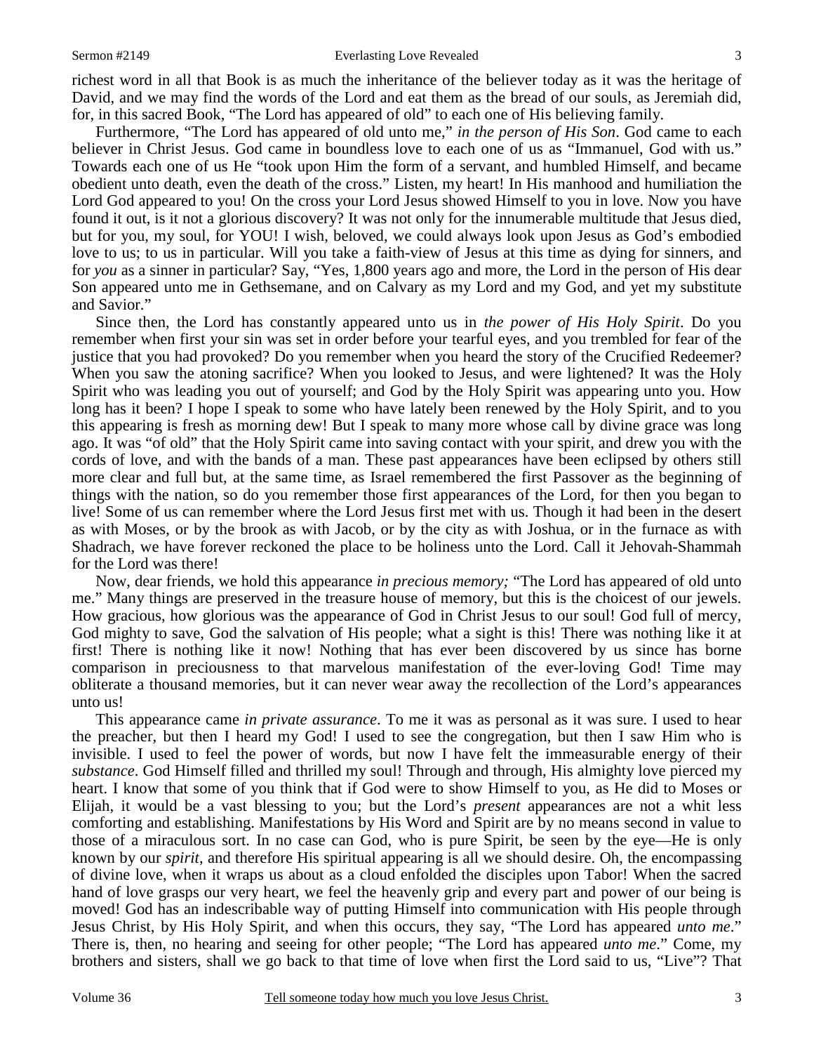richest word in all that Book is as much the inheritance of the believer today as it was the heritage of David, and we may find the words of the Lord and eat them as the bread of our souls, as Jeremiah did, for, in this sacred Book, "The Lord has appeared of old" to each one of His believing family.

Furthermore, "The Lord has appeared of old unto me," *in the person of His Son*. God came to each believer in Christ Jesus. God came in boundless love to each one of us as "Immanuel, God with us." Towards each one of us He "took upon Him the form of a servant, and humbled Himself, and became obedient unto death, even the death of the cross." Listen, my heart! In His manhood and humiliation the Lord God appeared to you! On the cross your Lord Jesus showed Himself to you in love. Now you have found it out, is it not a glorious discovery? It was not only for the innumerable multitude that Jesus died, but for you, my soul, for YOU! I wish, beloved, we could always look upon Jesus as God's embodied love to us; to us in particular. Will you take a faith-view of Jesus at this time as dying for sinners, and for *you* as a sinner in particular? Say, "Yes, 1,800 years ago and more, the Lord in the person of His dear Son appeared unto me in Gethsemane, and on Calvary as my Lord and my God, and yet my substitute and Savior."

Since then, the Lord has constantly appeared unto us in *the power of His Holy Spirit*. Do you remember when first your sin was set in order before your tearful eyes, and you trembled for fear of the justice that you had provoked? Do you remember when you heard the story of the Crucified Redeemer? When you saw the atoning sacrifice? When you looked to Jesus, and were lightened? It was the Holy Spirit who was leading you out of yourself; and God by the Holy Spirit was appearing unto you. How long has it been? I hope I speak to some who have lately been renewed by the Holy Spirit, and to you this appearing is fresh as morning dew! But I speak to many more whose call by divine grace was long ago. It was "of old" that the Holy Spirit came into saving contact with your spirit, and drew you with the cords of love, and with the bands of a man. These past appearances have been eclipsed by others still more clear and full but, at the same time, as Israel remembered the first Passover as the beginning of things with the nation, so do you remember those first appearances of the Lord, for then you began to live! Some of us can remember where the Lord Jesus first met with us. Though it had been in the desert as with Moses, or by the brook as with Jacob, or by the city as with Joshua, or in the furnace as with Shadrach, we have forever reckoned the place to be holiness unto the Lord. Call it Jehovah-Shammah for the Lord was there!

Now, dear friends, we hold this appearance *in precious memory;* "The Lord has appeared of old unto me." Many things are preserved in the treasure house of memory, but this is the choicest of our jewels. How gracious, how glorious was the appearance of God in Christ Jesus to our soul! God full of mercy, God mighty to save, God the salvation of His people; what a sight is this! There was nothing like it at first! There is nothing like it now! Nothing that has ever been discovered by us since has borne comparison in preciousness to that marvelous manifestation of the ever-loving God! Time may obliterate a thousand memories, but it can never wear away the recollection of the Lord's appearances unto us!

This appearance came *in private assurance*. To me it was as personal as it was sure. I used to hear the preacher, but then I heard my God! I used to see the congregation, but then I saw Him who is invisible. I used to feel the power of words, but now I have felt the immeasurable energy of their *substance*. God Himself filled and thrilled my soul! Through and through, His almighty love pierced my heart. I know that some of you think that if God were to show Himself to you, as He did to Moses or Elijah, it would be a vast blessing to you; but the Lord's *present* appearances are not a whit less comforting and establishing. Manifestations by His Word and Spirit are by no means second in value to those of a miraculous sort. In no case can God, who is pure Spirit, be seen by the eye—He is only known by our *spirit*, and therefore His spiritual appearing is all we should desire. Oh, the encompassing of divine love, when it wraps us about as a cloud enfolded the disciples upon Tabor! When the sacred hand of love grasps our very heart, we feel the heavenly grip and every part and power of our being is moved! God has an indescribable way of putting Himself into communication with His people through Jesus Christ, by His Holy Spirit, and when this occurs, they say, "The Lord has appeared *unto me*." There is, then, no hearing and seeing for other people; "The Lord has appeared *unto me*." Come, my brothers and sisters, shall we go back to that time of love when first the Lord said to us, "Live"? That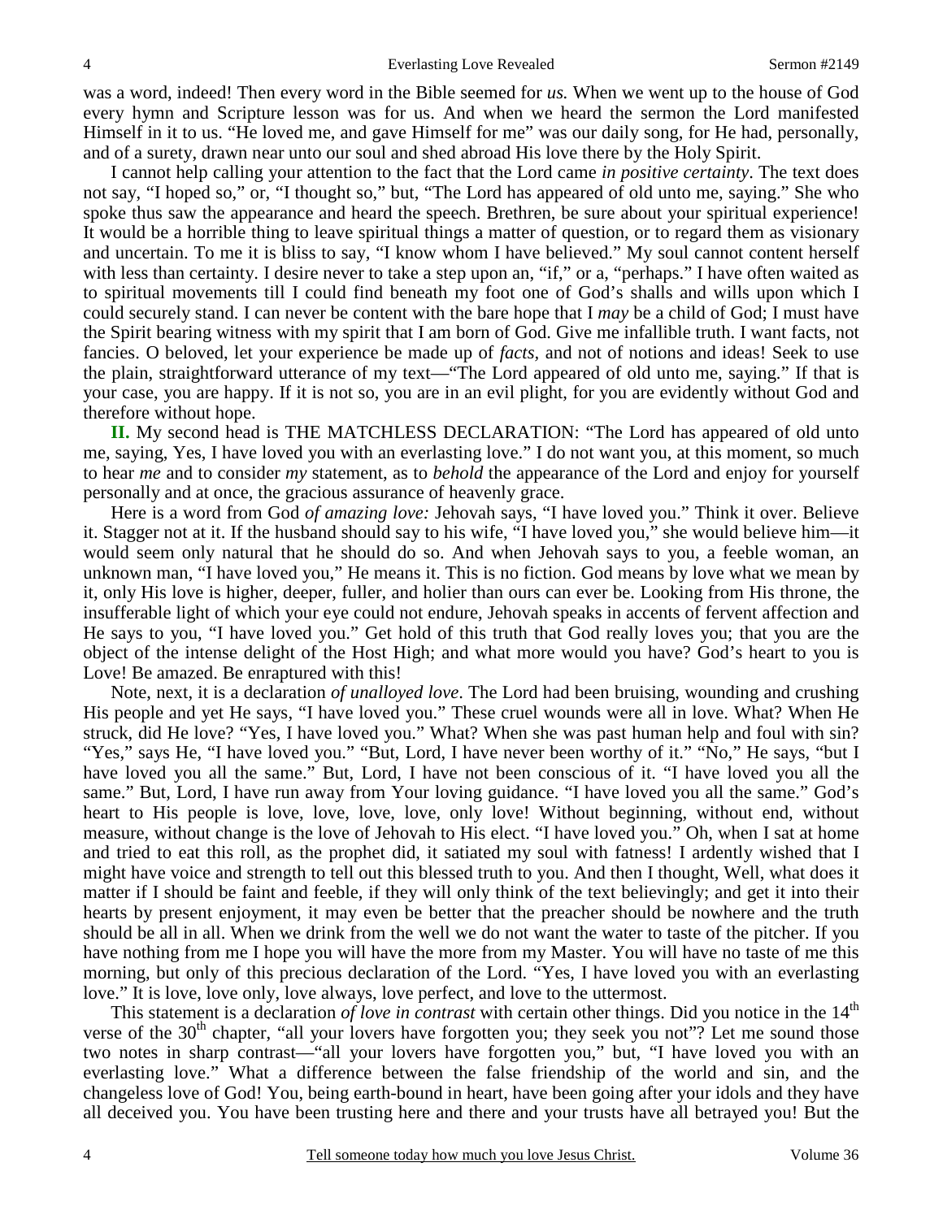was a word, indeed! Then every word in the Bible seemed for *us.* When we went up to the house of God every hymn and Scripture lesson was for us. And when we heard the sermon the Lord manifested Himself in it to us. "He loved me, and gave Himself for me" was our daily song, for He had, personally, and of a surety, drawn near unto our soul and shed abroad His love there by the Holy Spirit.

I cannot help calling your attention to the fact that the Lord came *in positive certainty*. The text does not say, "I hoped so," or, "I thought so," but, "The Lord has appeared of old unto me, saying." She who spoke thus saw the appearance and heard the speech. Brethren, be sure about your spiritual experience! It would be a horrible thing to leave spiritual things a matter of question, or to regard them as visionary and uncertain. To me it is bliss to say, "I know whom I have believed." My soul cannot content herself with less than certainty. I desire never to take a step upon an, "if," or a, "perhaps." I have often waited as to spiritual movements till I could find beneath my foot one of God's shalls and wills upon which I could securely stand. I can never be content with the bare hope that I *may* be a child of God; I must have the Spirit bearing witness with my spirit that I am born of God. Give me infallible truth. I want facts, not fancies. O beloved, let your experience be made up of *facts,* and not of notions and ideas! Seek to use the plain, straightforward utterance of my text—"The Lord appeared of old unto me, saying." If that is your case, you are happy. If it is not so, you are in an evil plight, for you are evidently without God and therefore without hope.

**II.** My second head is THE MATCHLESS DECLARATION: "The Lord has appeared of old unto me, saying, Yes, I have loved you with an everlasting love." I do not want you, at this moment, so much to hear *me* and to consider *my* statement, as to *behold* the appearance of the Lord and enjoy for yourself personally and at once, the gracious assurance of heavenly grace.

Here is a word from God *of amazing love:* Jehovah says, "I have loved you." Think it over. Believe it. Stagger not at it. If the husband should say to his wife, "I have loved you," she would believe him—it would seem only natural that he should do so. And when Jehovah says to you, a feeble woman, an unknown man, "I have loved you," He means it. This is no fiction. God means by love what we mean by it, only His love is higher, deeper, fuller, and holier than ours can ever be. Looking from His throne, the insufferable light of which your eye could not endure, Jehovah speaks in accents of fervent affection and He says to you, "I have loved you." Get hold of this truth that God really loves you; that you are the object of the intense delight of the Host High; and what more would you have? God's heart to you is Love! Be amazed. Be enraptured with this!

Note, next, it is a declaration *of unalloyed love*. The Lord had been bruising, wounding and crushing His people and yet He says, "I have loved you." These cruel wounds were all in love. What? When He struck, did He love? "Yes, I have loved you." What? When she was past human help and foul with sin? "Yes," says He, "I have loved you." "But, Lord, I have never been worthy of it." "No," He says, "but I have loved you all the same." But, Lord, I have not been conscious of it. "I have loved you all the same." But, Lord, I have run away from Your loving guidance. "I have loved you all the same." God's heart to His people is love, love, love, love, only love! Without beginning, without end, without measure, without change is the love of Jehovah to His elect. "I have loved you." Oh, when I sat at home and tried to eat this roll, as the prophet did, it satiated my soul with fatness! I ardently wished that I might have voice and strength to tell out this blessed truth to you. And then I thought, Well, what does it matter if I should be faint and feeble, if they will only think of the text believingly; and get it into their hearts by present enjoyment, it may even be better that the preacher should be nowhere and the truth should be all in all. When we drink from the well we do not want the water to taste of the pitcher. If you have nothing from me I hope you will have the more from my Master. You will have no taste of me this morning, but only of this precious declaration of the Lord. "Yes, I have loved you with an everlasting love." It is love, love only, love always, love perfect, and love to the uttermost.

This statement is a declaration *of love in contrast* with certain other things. Did you notice in the 14th verse of the 30th chapter, "all your lovers have forgotten you; they seek you not"? Let me sound those two notes in sharp contrast—"all your lovers have forgotten you," but, "I have loved you with an everlasting love." What a difference between the false friendship of the world and sin, and the changeless love of God! You, being earth-bound in heart, have been going after your idols and they have all deceived you. You have been trusting here and there and your trusts have all betrayed you! But the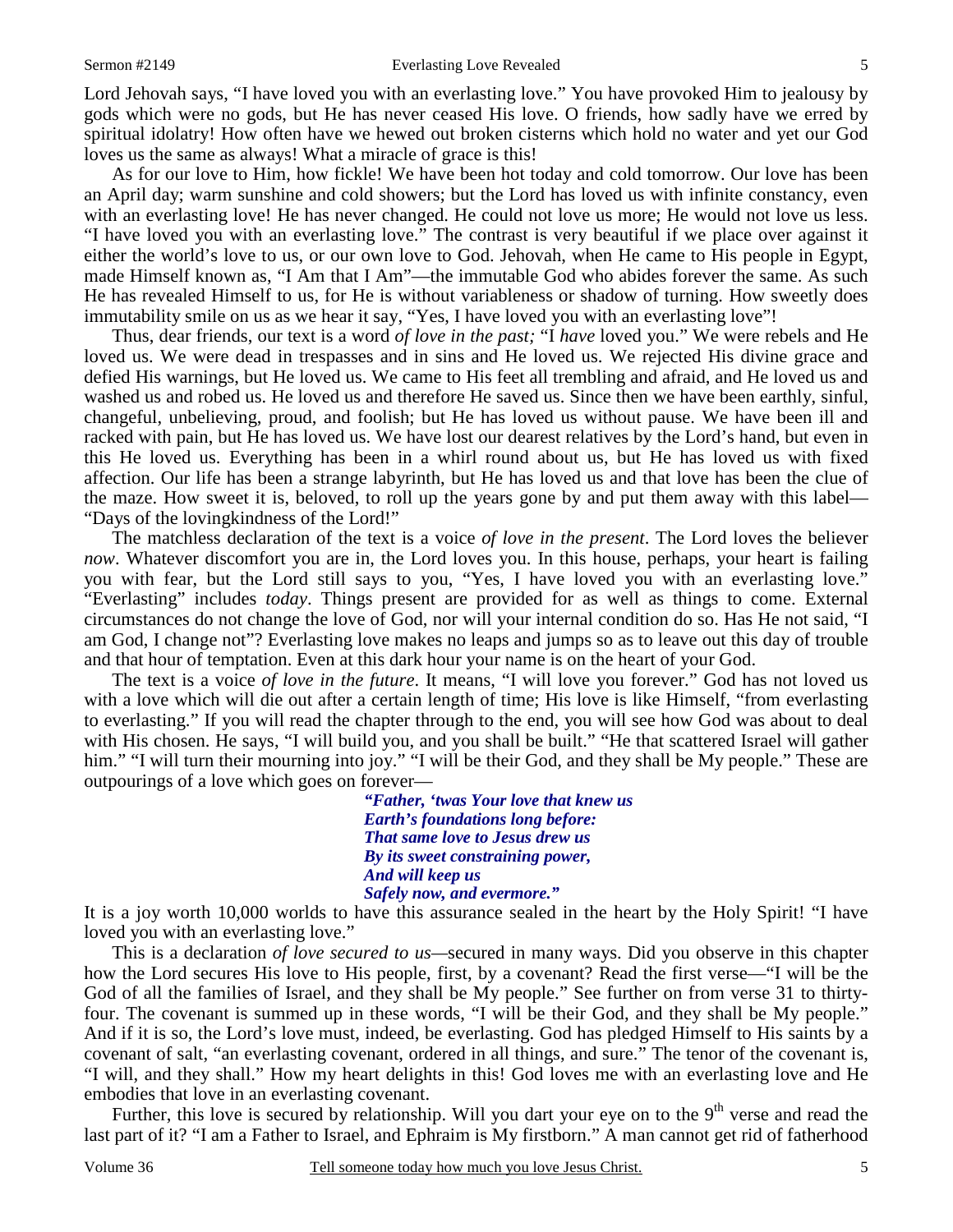Lord Jehovah says, "I have loved you with an everlasting love." You have provoked Him to jealousy by gods which were no gods, but He has never ceased His love. O friends, how sadly have we erred by spiritual idolatry! How often have we hewed out broken cisterns which hold no water and yet our God loves us the same as always! What a miracle of grace is this!

As for our love to Him, how fickle! We have been hot today and cold tomorrow. Our love has been an April day; warm sunshine and cold showers; but the Lord has loved us with infinite constancy, even with an everlasting love! He has never changed. He could not love us more; He would not love us less. "I have loved you with an everlasting love." The contrast is very beautiful if we place over against it either the world's love to us, or our own love to God. Jehovah, when He came to His people in Egypt, made Himself known as, "I Am that I Am"—the immutable God who abides forever the same. As such He has revealed Himself to us, for He is without variableness or shadow of turning. How sweetly does immutability smile on us as we hear it say, "Yes, I have loved you with an everlasting love"!

Thus, dear friends, our text is a word *of love in the past;* "I *have* loved you." We were rebels and He loved us. We were dead in trespasses and in sins and He loved us. We rejected His divine grace and defied His warnings, but He loved us. We came to His feet all trembling and afraid, and He loved us and washed us and robed us. He loved us and therefore He saved us. Since then we have been earthly, sinful, changeful, unbelieving, proud, and foolish; but He has loved us without pause. We have been ill and racked with pain, but He has loved us. We have lost our dearest relatives by the Lord's hand, but even in this He loved us. Everything has been in a whirl round about us, but He has loved us with fixed affection. Our life has been a strange labyrinth, but He has loved us and that love has been the clue of the maze. How sweet it is, beloved, to roll up the years gone by and put them away with this label—"Days of the lovingkindness of the Lord!"

The matchless declaration of the text is a voice *of love in the present*. The Lord loves the believer *now*. Whatever discomfort you are in, the Lord loves you. In this house, perhaps, your heart is failing you with fear, but the Lord still says to you, "Yes, I have loved you with an everlasting love." "Everlasting" includes *today*. Things present are provided for as well as things to come. External circumstances do not change the love of God, nor will your internal condition do so. Has He not said, "I am God, I change not"? Everlasting love makes no leaps and jumps so as to leave out this day of trouble and that hour of temptation. Even at this dark hour your name is on the heart of your God.

The text is a voice *of love in the future*. It means, "I will love you forever." God has not loved us with a love which will die out after a certain length of time; His love is like Himself, "from everlasting to everlasting." If you will read the chapter through to the end, you will see how God was about to deal with His chosen. He says, "I will build you, and you shall be built." "He that scattered Israel will gather him." "I will turn their mourning into joy." "I will be their God, and they shall be My people." These are outpourings of a love which goes on forever—

> *"Father, 'twas Your love that knew us*
> *Earth's foundations long before:*
> *That same love to Jesus drew us*
> *By its sweet constraining power,*
> *And will keep us*
> *Safely now, and evermore."*

It is a joy worth 10,000 worlds to have this assurance sealed in the heart by the Holy Spirit! "I have loved you with an everlasting love."

This is a declaration *of love secured to us—*secured in many ways. Did you observe in this chapter how the Lord secures His love to His people, first, by a covenant? Read the first verse—"I will be the God of all the families of Israel, and they shall be My people." See further on from verse 31 to thirty-four. The covenant is summed up in these words, "I will be their God, and they shall be My people." And if it is so, the Lord's love must, indeed, be everlasting. God has pledged Himself to His saints by a covenant of salt, "an everlasting covenant, ordered in all things, and sure." The tenor of the covenant is, "I will, and they shall." How my heart delights in this! God loves me with an everlasting love and He embodies that love in an everlasting covenant.

Further, this love is secured by relationship. Will you dart your eye on to the 9th verse and read the last part of it? "I am a Father to Israel, and Ephraim is My firstborn." A man cannot get rid of fatherhood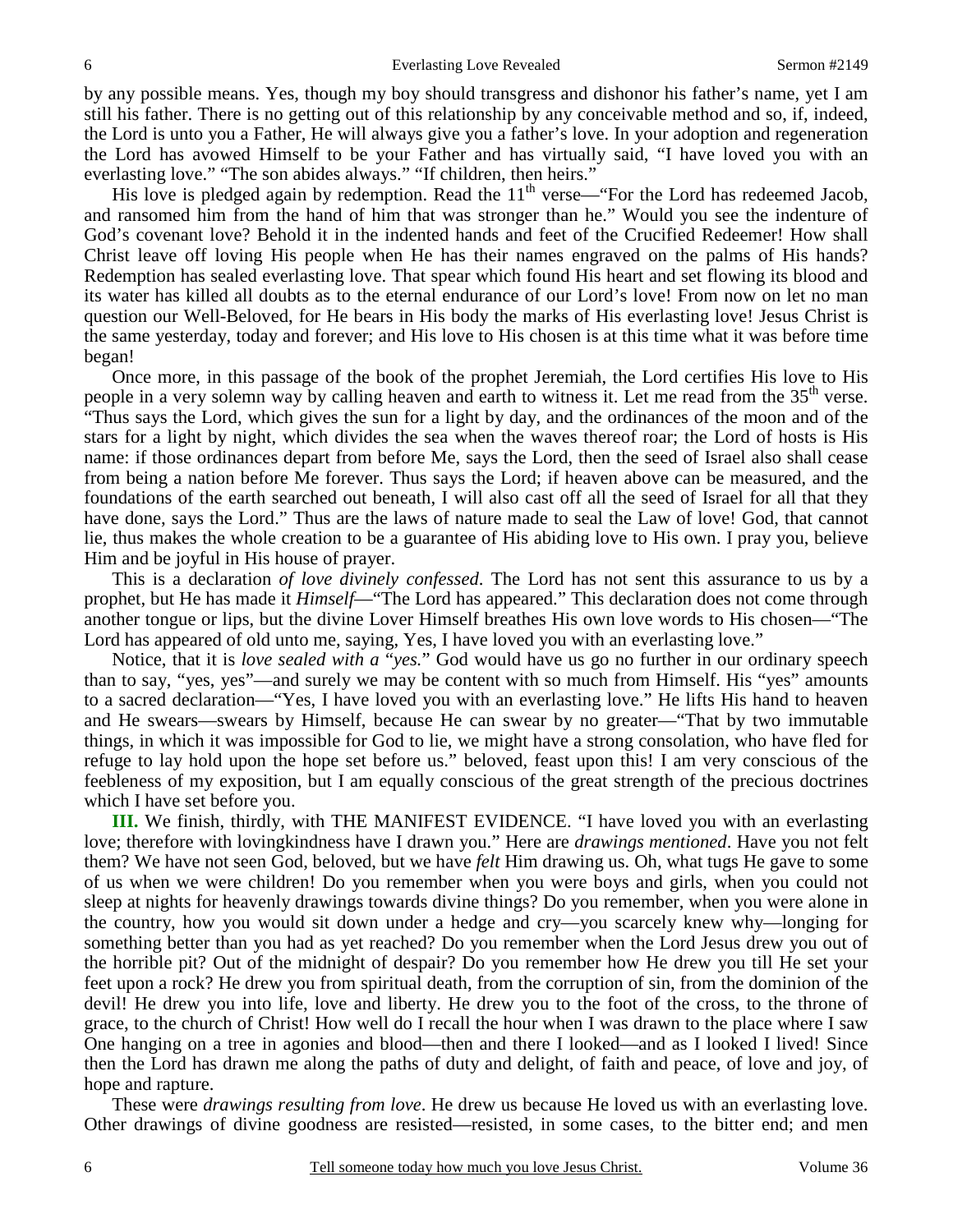by any possible means. Yes, though my boy should transgress and dishonor his father's name, yet I am still his father. There is no getting out of this relationship by any conceivable method and so, if, indeed, the Lord is unto you a Father, He will always give you a father's love. In your adoption and regeneration the Lord has avowed Himself to be your Father and has virtually said, "I have loved you with an everlasting love." "The son abides always." "If children, then heirs."

His love is pledged again by redemption. Read the 11th verse—"For the Lord has redeemed Jacob, and ransomed him from the hand of him that was stronger than he." Would you see the indenture of God's covenant love? Behold it in the indented hands and feet of the Crucified Redeemer! How shall Christ leave off loving His people when He has their names engraved on the palms of His hands? Redemption has sealed everlasting love. That spear which found His heart and set flowing its blood and its water has killed all doubts as to the eternal endurance of our Lord's love! From now on let no man question our Well-Beloved, for He bears in His body the marks of His everlasting love! Jesus Christ is the same yesterday, today and forever; and His love to His chosen is at this time what it was before time began!

Once more, in this passage of the book of the prophet Jeremiah, the Lord certifies His love to His people in a very solemn way by calling heaven and earth to witness it. Let me read from the 35th verse. "Thus says the Lord, which gives the sun for a light by day, and the ordinances of the moon and of the stars for a light by night, which divides the sea when the waves thereof roar; the Lord of hosts is His name: if those ordinances depart from before Me, says the Lord, then the seed of Israel also shall cease from being a nation before Me forever. Thus says the Lord; if heaven above can be measured, and the foundations of the earth searched out beneath, I will also cast off all the seed of Israel for all that they have done, says the Lord." Thus are the laws of nature made to seal the Law of love! God, that cannot lie, thus makes the whole creation to be a guarantee of His abiding love to His own. I pray you, believe Him and be joyful in His house of prayer.

This is a declaration *of love divinely confessed*. The Lord has not sent this assurance to us by a prophet, but He has made it *Himself*—"The Lord has appeared." This declaration does not come through another tongue or lips, but the divine Lover Himself breathes His own love words to His chosen—"The Lord has appeared of old unto me, saying, Yes, I have loved you with an everlasting love."

Notice, that it is *love sealed with a "yes."* God would have us go no further in our ordinary speech than to say, "yes, yes"—and surely we may be content with so much from Himself. His "yes" amounts to a sacred declaration—"Yes, I have loved you with an everlasting love." He lifts His hand to heaven and He swears—swears by Himself, because He can swear by no greater—"That by two immutable things, in which it was impossible for God to lie, we might have a strong consolation, who have fled for refuge to lay hold upon the hope set before us." beloved, feast upon this! I am very conscious of the feebleness of my exposition, but I am equally conscious of the great strength of the precious doctrines which I have set before you.

**III.** We finish, thirdly, with THE MANIFEST EVIDENCE. "I have loved you with an everlasting love; therefore with lovingkindness have I drawn you." Here are *drawings mentioned*. Have you not felt them? We have not seen God, beloved, but we have *felt* Him drawing us. Oh, what tugs He gave to some of us when we were children! Do you remember when you were boys and girls, when you could not sleep at nights for heavenly drawings towards divine things? Do you remember, when you were alone in the country, how you would sit down under a hedge and cry—you scarcely knew why—longing for something better than you had as yet reached? Do you remember when the Lord Jesus drew you out of the horrible pit? Out of the midnight of despair? Do you remember how He drew you till He set your feet upon a rock? He drew you from spiritual death, from the corruption of sin, from the dominion of the devil! He drew you into life, love and liberty. He drew you to the foot of the cross, to the throne of grace, to the church of Christ! How well do I recall the hour when I was drawn to the place where I saw One hanging on a tree in agonies and blood—then and there I looked—and as I looked I lived! Since then the Lord has drawn me along the paths of duty and delight, of faith and peace, of love and joy, of hope and rapture.

These were *drawings resulting from love*. He drew us because He loved us with an everlasting love. Other drawings of divine goodness are resisted—resisted, in some cases, to the bitter end; and men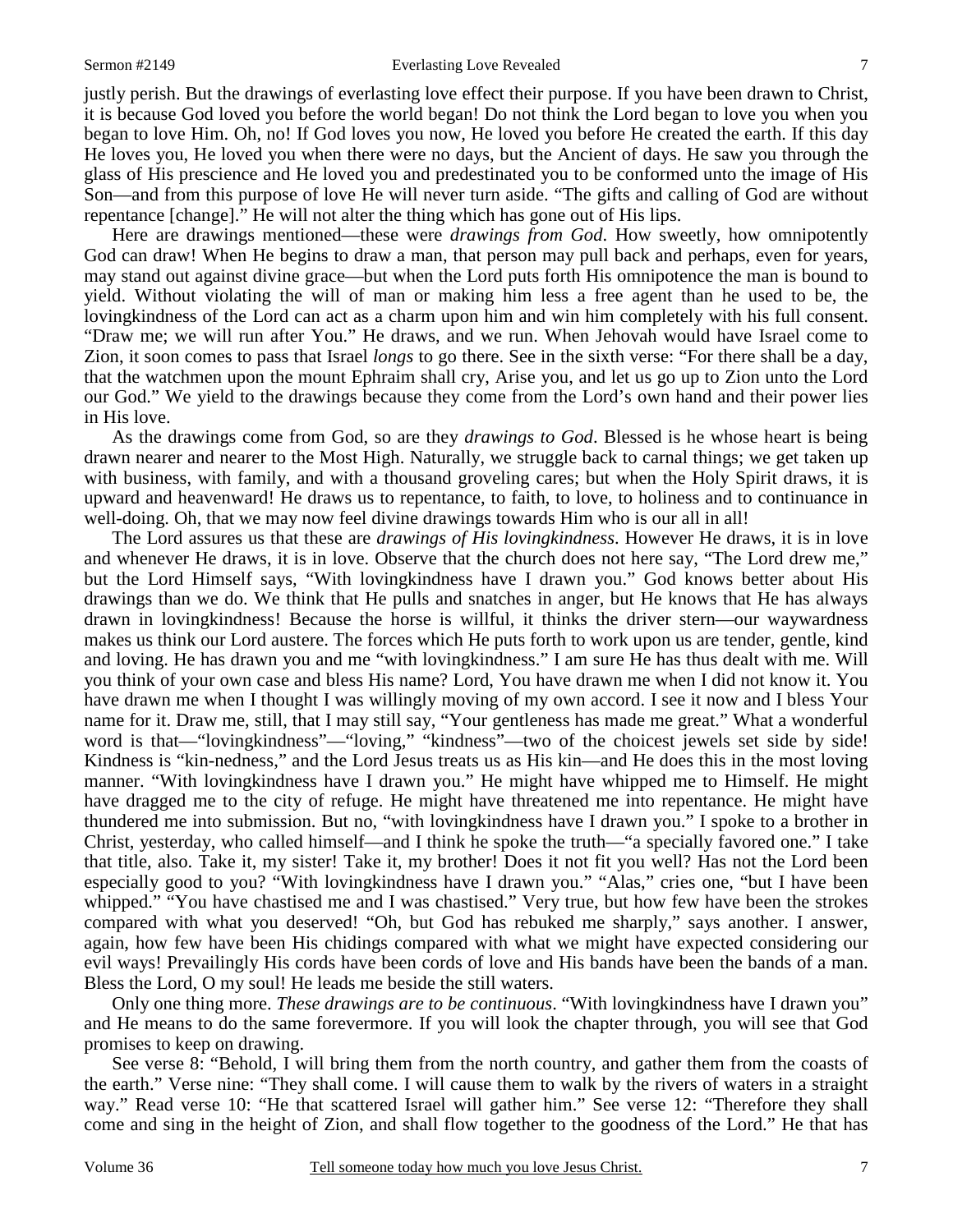justly perish. But the drawings of everlasting love effect their purpose. If you have been drawn to Christ, it is because God loved you before the world began! Do not think the Lord began to love you when you began to love Him. Oh, no! If God loves you now, He loved you before He created the earth. If this day He loves you, He loved you when there were no days, but the Ancient of days. He saw you through the glass of His prescience and He loved you and predestinated you to be conformed unto the image of His Son—and from this purpose of love He will never turn aside. "The gifts and calling of God are without repentance [change]." He will not alter the thing which has gone out of His lips.

Here are drawings mentioned—these were *drawings from God*. How sweetly, how omnipotently God can draw! When He begins to draw a man, that person may pull back and perhaps, even for years, may stand out against divine grace—but when the Lord puts forth His omnipotence the man is bound to yield. Without violating the will of man or making him less a free agent than he used to be, the lovingkindness of the Lord can act as a charm upon him and win him completely with his full consent. "Draw me; we will run after You." He draws, and we run. When Jehovah would have Israel come to Zion, it soon comes to pass that Israel *longs* to go there. See in the sixth verse: "For there shall be a day, that the watchmen upon the mount Ephraim shall cry, Arise you, and let us go up to Zion unto the Lord our God." We yield to the drawings because they come from the Lord's own hand and their power lies in His love.

As the drawings come from God, so are they *drawings to God*. Blessed is he whose heart is being drawn nearer and nearer to the Most High. Naturally, we struggle back to carnal things; we get taken up with business, with family, and with a thousand groveling cares; but when the Holy Spirit draws, it is upward and heavenward! He draws us to repentance, to faith, to love, to holiness and to continuance in well-doing. Oh, that we may now feel divine drawings towards Him who is our all in all!

The Lord assures us that these are *drawings of His lovingkindness*. However He draws, it is in love and whenever He draws, it is in love. Observe that the church does not here say, "The Lord drew me," but the Lord Himself says, "With lovingkindness have I drawn you." God knows better about His drawings than we do. We think that He pulls and snatches in anger, but He knows that He has always drawn in lovingkindness! Because the horse is willful, it thinks the driver stern—our waywardness makes us think our Lord austere. The forces which He puts forth to work upon us are tender, gentle, kind and loving. He has drawn you and me "with lovingkindness." I am sure He has thus dealt with me. Will you think of your own case and bless His name? Lord, You have drawn me when I did not know it. You have drawn me when I thought I was willingly moving of my own accord. I see it now and I bless Your name for it. Draw me, still, that I may still say, "Your gentleness has made me great." What a wonderful word is that—"lovingkindness"—"loving," "kindness"—two of the choicest jewels set side by side! Kindness is "kin-nedness," and the Lord Jesus treats us as His kin—and He does this in the most loving manner. "With lovingkindness have I drawn you." He might have whipped me to Himself. He might have dragged me to the city of refuge. He might have threatened me into repentance. He might have thundered me into submission. But no, "with lovingkindness have I drawn you." I spoke to a brother in Christ, yesterday, who called himself—and I think he spoke the truth—"a specially favored one." I take that title, also. Take it, my sister! Take it, my brother! Does it not fit you well? Has not the Lord been especially good to you? "With lovingkindness have I drawn you." "Alas," cries one, "but I have been whipped." "You have chastised me and I was chastised." Very true, but how few have been the strokes compared with what you deserved! "Oh, but God has rebuked me sharply," says another. I answer, again, how few have been His chidings compared with what we might have expected considering our evil ways! Prevailingly His cords have been cords of love and His bands have been the bands of a man. Bless the Lord, O my soul! He leads me beside the still waters.

Only one thing more. *These drawings are to be continuous*. "With lovingkindness have I drawn you" and He means to do the same forevermore. If you will look the chapter through, you will see that God promises to keep on drawing.

See verse 8: "Behold, I will bring them from the north country, and gather them from the coasts of the earth." Verse nine: "They shall come. I will cause them to walk by the rivers of waters in a straight way." Read verse 10: "He that scattered Israel will gather him." See verse 12: "Therefore they shall come and sing in the height of Zion, and shall flow together to the goodness of the Lord." He that has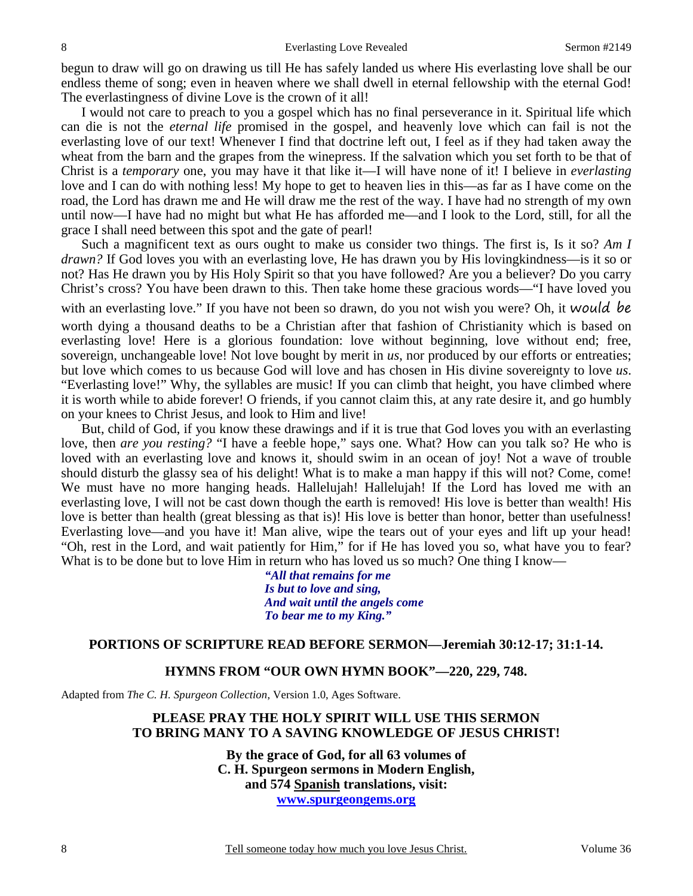begun to draw will go on drawing us till He has safely landed us where His everlasting love shall be our endless theme of song; even in heaven where we shall dwell in eternal fellowship with the eternal God! The everlastingness of divine Love is the crown of it all!

I would not care to preach to you a gospel which has no final perseverance in it. Spiritual life which can die is not the *eternal life* promised in the gospel, and heavenly love which can fail is not the everlasting love of our text! Whenever I find that doctrine left out, I feel as if they had taken away the wheat from the barn and the grapes from the winepress. If the salvation which you set forth to be that of Christ is a *temporary* one, you may have it that like it—I will have none of it! I believe in *everlasting* love and I can do with nothing less! My hope to get to heaven lies in this—as far as I have come on the road, the Lord has drawn me and He will draw me the rest of the way. I have had no strength of my own until now—I have had no might but what He has afforded me—and I look to the Lord, still, for all the grace I shall need between this spot and the gate of pearl!

Such a magnificent text as ours ought to make us consider two things. The first is, Is it so? *Am I drawn?* If God loves you with an everlasting love, He has drawn you by His lovingkindness—is it so or not? Has He drawn you by His Holy Spirit so that you have followed? Are you a believer? Do you carry Christ's cross? You have been drawn to this. Then take home these gracious words—"I have loved you with an everlasting love." If you have not been so drawn, do you not wish you were? Oh, it *would be* worth dying a thousand deaths to be a Christian after that fashion of Christianity which is based on everlasting love! Here is a glorious foundation: love without beginning, love without end; free, sovereign, unchangeable love! Not love bought by merit in *us*, nor produced by our efforts or entreaties; but love which comes to us because God will love and has chosen in His divine sovereignty to love *us*. "Everlasting love!" Why, the syllables are music! If you can climb that height, you have climbed where it is worth while to abide forever! O friends, if you cannot claim this, at any rate desire it, and go humbly on your knees to Christ Jesus, and look to Him and live!

But, child of God, if you know these drawings and if it is true that God loves you with an everlasting love, then *are you resting?* "I have a feeble hope," says one. What? How can you talk so? He who is loved with an everlasting love and knows it, should swim in an ocean of joy! Not a wave of trouble should disturb the glassy sea of his delight! What is to make a man happy if this will not? Come, come! We must have no more hanging heads. Hallelujah! Hallelujah! If the Lord has loved me with an everlasting love, I will not be cast down though the earth is removed! His love is better than wealth! His love is better than health (great blessing as that is)! His love is better than honor, better than usefulness! Everlasting love—and you have it! Man alive, wipe the tears out of your eyes and lift up your head! "Oh, rest in the Lord, and wait patiently for Him," for if He has loved you so, what have you to fear? What is to be done but to love Him in return who has loved us so much? One thing I know—

> ***"All that remains for me***
> ***Is but to love and sing,***
> ***And wait until the angels come***
> ***To bear me to my King."***

**PORTIONS OF SCRIPTURE READ BEFORE SERMON—Jeremiah 30:12-17; 31:1-14.**

**HYMNS FROM "OUR OWN HYMN BOOK"—220, 229, 748.**

Adapted from *The C. H. Spurgeon Collection*, Version 1.0, Ages Software.

**PLEASE PRAY THE HOLY SPIRIT WILL USE THIS SERMON TO BRING MANY TO A SAVING KNOWLEDGE OF JESUS CHRIST!**

**By the grace of God, for all 63 volumes of C. H. Spurgeon sermons in Modern English, and 574 Spanish translations, visit: www.spurgeongems.org**

Tell someone today how much you love Jesus Christ.